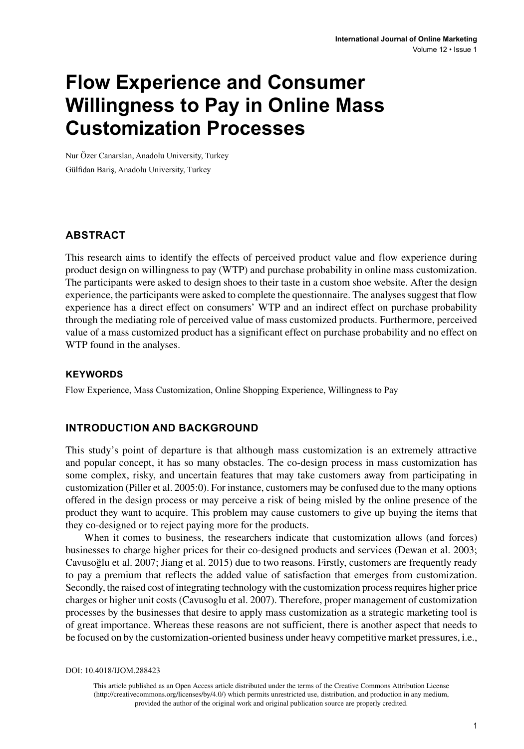# Flow Experience and Consumer Willingness to Pay in Online Mass Customization Processes

Nur Özer Canarslan, Anadolu University, Turkey

Gülfidan Bariş, Anadolu University, Turkey

## ABSTRACT

This research aims to identify the effects of perceived product value and flow experience during product design on willingness to pay (WTP) and purchase probability in online mass customization. The participants were asked to design shoes to their taste in a custom shoe website. After the design experience, the participants were asked to complete the questionnaire. The analyses suggest that flow experience has a direct effect on consumers' WTP and an indirect effect on purchase probability through the mediating role of perceived value of mass customized products. Furthermore, perceived value of a mass customized product has a significant effect on purchase probability and no effect on WTP found in the analyses.

## KEYWORDS

Flow Experience, Mass Customization, Online Shopping Experience, Willingness to Pay

## INTRODUCTION AND BACKGROUND

This study's point of departure is that although mass customization is an extremely attractive and popular concept, it has so many obstacles. The co-design process in mass customization has some complex, risky, and uncertain features that may take customers away from participating in customization (Piller et al. 2005:0). For instance, customers may be confused due to the many options offered in the design process or may perceive a risk of being misled by the online presence of the product they want to acquire. This problem may cause customers to give up buying the items that they co-designed or to reject paying more for the products.

When it comes to business, the researchers indicate that customization allows (and forces) businesses to charge higher prices for their co-designed products and services (Dewan et al. 2003; Cavusoğlu et al. 2007; Jiang et al. 2015) due to two reasons. Firstly, customers are frequently ready to pay a premium that reflects the added value of satisfaction that emerges from customization. Secondly, the raised cost of integrating technology with the customization process requires higher price charges or higher unit costs (Cavusoglu et al. 2007). Therefore, proper management of customization processes by the businesses that desire to apply mass customization as a strategic marketing tool is of great importance. Whereas these reasons are not sufficient, there is another aspect that needs to be focused on by the customization-oriented business under heavy competitive market pressures, i.e.,

DOI: 10.4018/IJOM.288423

This article published as an Open Access article distributed under the terms of the Creative Commons Attribution License (http://creativecommons.org/licenses/by/4.0/) which permits unrestricted use, distribution, and production in any medium, provided the author of the original work and original publication source are properly credited.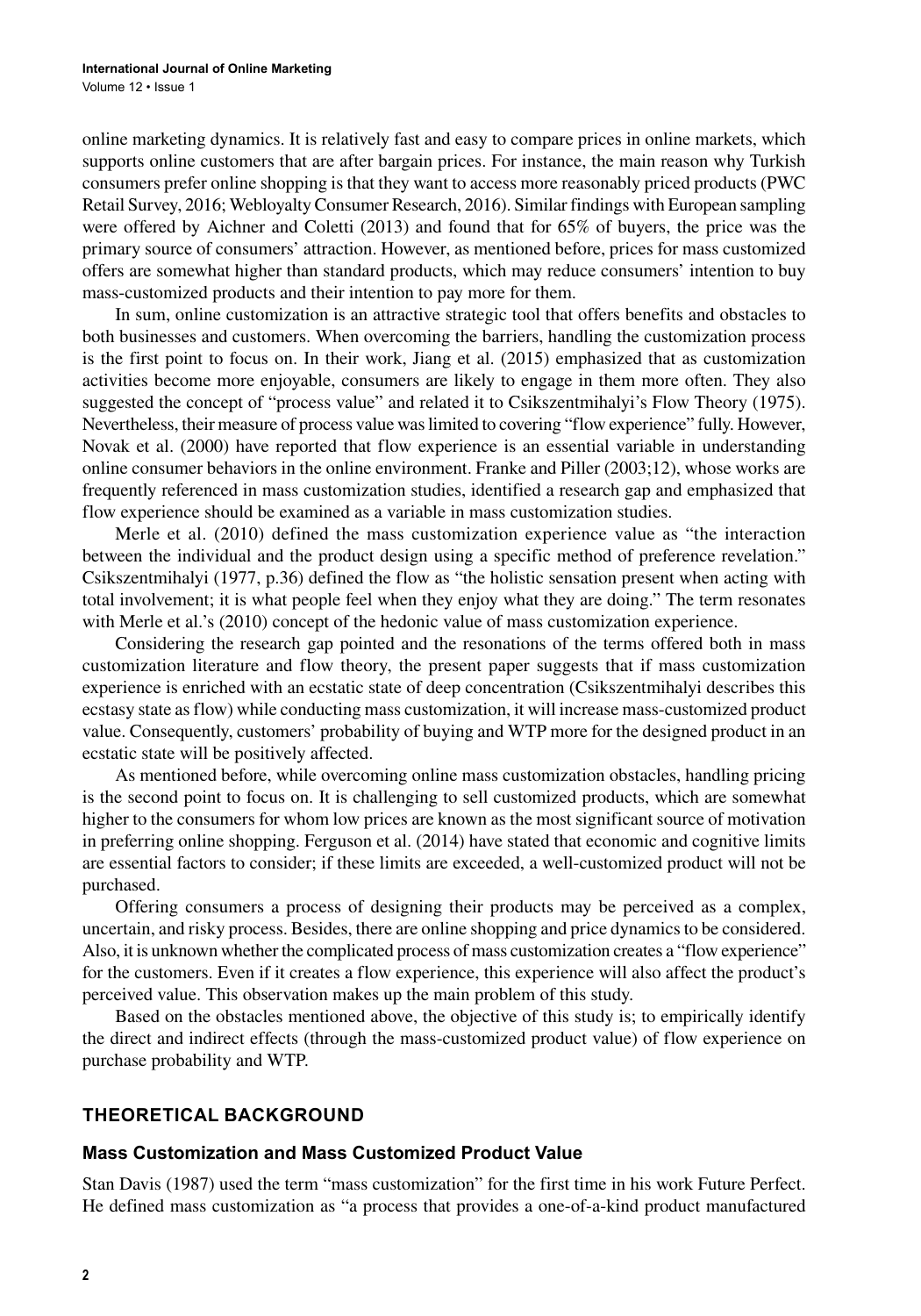online marketing dynamics. It is relatively fast and easy to compare prices in online markets, which supports online customers that are after bargain prices. For instance, the main reason why Turkish consumers prefer online shopping is that they want to access more reasonably priced products (PWC Retail Survey, 2016; Webloyalty Consumer Research, 2016). Similar findings with European sampling were offered by Aichner and Coletti (2013) and found that for 65% of buyers, the price was the primary source of consumers' attraction. However, as mentioned before, prices for mass customized offers are somewhat higher than standard products, which may reduce consumers' intention to buy mass-customized products and their intention to pay more for them.

In sum, online customization is an attractive strategic tool that offers benefits and obstacles to both businesses and customers. When overcoming the barriers, handling the customization process is the first point to focus on. In their work, Jiang et al. (2015) emphasized that as customization activities become more enjoyable, consumers are likely to engage in them more often. They also suggested the concept of "process value" and related it to Csikszentmihalyi's Flow Theory (1975). Nevertheless, their measure of process value was limited to covering "flow experience" fully. However, Novak et al. (2000) have reported that flow experience is an essential variable in understanding online consumer behaviors in the online environment. Franke and Piller (2003;12), whose works are frequently referenced in mass customization studies, identified a research gap and emphasized that flow experience should be examined as a variable in mass customization studies.

Merle et al. (2010) defined the mass customization experience value as "the interaction between the individual and the product design using a specific method of preference revelation." Csikszentmihalyi (1977, p.36) defined the flow as "the holistic sensation present when acting with total involvement; it is what people feel when they enjoy what they are doing." The term resonates with Merle et al.'s (2010) concept of the hedonic value of mass customization experience.

Considering the research gap pointed and the resonations of the terms offered both in mass customization literature and flow theory, the present paper suggests that if mass customization experience is enriched with an ecstatic state of deep concentration (Csikszentmihalyi describes this ecstasy state as flow) while conducting mass customization, it will increase mass-customized product value. Consequently, customers' probability of buying and WTP more for the designed product in an ecstatic state will be positively affected.

As mentioned before, while overcoming online mass customization obstacles, handling pricing is the second point to focus on. It is challenging to sell customized products, which are somewhat higher to the consumers for whom low prices are known as the most significant source of motivation in preferring online shopping. Ferguson et al. (2014) have stated that economic and cognitive limits are essential factors to consider; if these limits are exceeded, a well-customized product will not be purchased.

Offering consumers a process of designing their products may be perceived as a complex, uncertain, and risky process. Besides, there are online shopping and price dynamics to be considered. Also, it is unknown whether the complicated process of mass customization creates a "flow experience" for the customers. Even if it creates a flow experience, this experience will also affect the product's perceived value. This observation makes up the main problem of this study.

Based on the obstacles mentioned above, the objective of this study is; to empirically identify the direct and indirect effects (through the mass-customized product value) of flow experience on purchase probability and WTP.

## THEORETICAL BACKGROUND

### Mass Customization and Mass Customized Product Value

Stan Davis (1987) used the term "mass customization" for the first time in his work Future Perfect. He defined mass customization as "a process that provides a one-of-a-kind product manufactured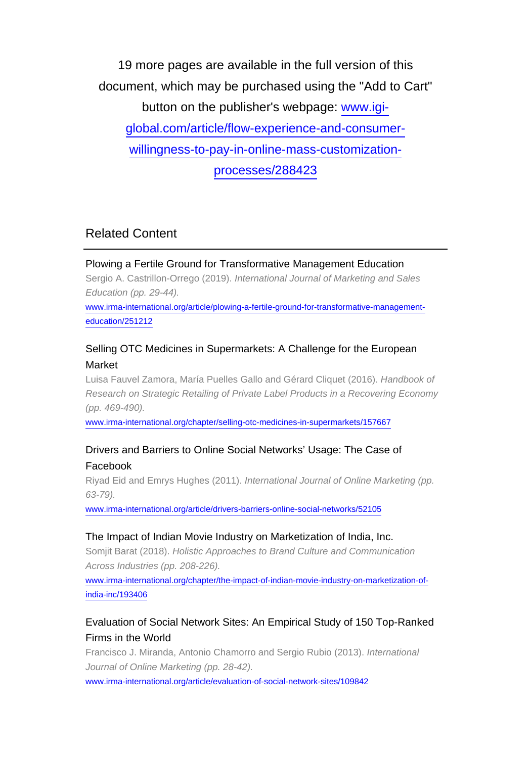19 more pages are available in the full version of this document, which may be purchased using the "Add to Cart" button on the publisher's webpage: [www.igi-global.com/article/flow-experience-and-consumer-willingness-to-pay-in-online-mass-customization-processes/288423](www.igi-global.com/article/flow-experience-and-consumer-willingness-to-pay-in-online-mass-customization-processes/288423)

## Related Content

---

Plowing a Fertile Ground for Transformative Management Education
Sergio A. Castrillon-Orrego (2019). *International Journal of Marketing and Sales Education (pp. 29-44).*
[www.irma-international.org/article/plowing-a-fertile-ground-for-transformative-management-education/251212](www.irma-international.org/article/plowing-a-fertile-ground-for-transformative-management-education/251212)

Selling OTC Medicines in Supermarkets: A Challenge for the European Market
Luisa Fauvel Zamora, María Puelles Gallo and Gérard Cliquet (2016). *Handbook of Research on Strategic Retailing of Private Label Products in a Recovering Economy (pp. 469-490).*
[www.irma-international.org/chapter/selling-otc-medicines-in-supermarkets/157667](www.irma-international.org/chapter/selling-otc-medicines-in-supermarkets/157667)

Drivers and Barriers to Online Social Networks' Usage: The Case of Facebook
Riyad Eid and Emrys Hughes (2011). *International Journal of Online Marketing (pp. 63-79).*
[www.irma-international.org/article/drivers-barriers-online-social-networks/52105](www.irma-international.org/article/drivers-barriers-online-social-networks/52105)

The Impact of Indian Movie Industry on Marketization of India, Inc.
Somjit Barat (2018). *Holistic Approaches to Brand Culture and Communication Across Industries (pp. 208-226).*
[www.irma-international.org/chapter/the-impact-of-indian-movie-industry-on-marketization-of-india-inc/193406](www.irma-international.org/chapter/the-impact-of-indian-movie-industry-on-marketization-of-india-inc/193406)

Evaluation of Social Network Sites: An Empirical Study of 150 Top-Ranked Firms in the World
Francisco J. Miranda, Antonio Chamorro and Sergio Rubio (2013). *International Journal of Online Marketing (pp. 28-42).*
[www.irma-international.org/article/evaluation-of-social-network-sites/109842](www.irma-international.org/article/evaluation-of-social-network-sites/109842)